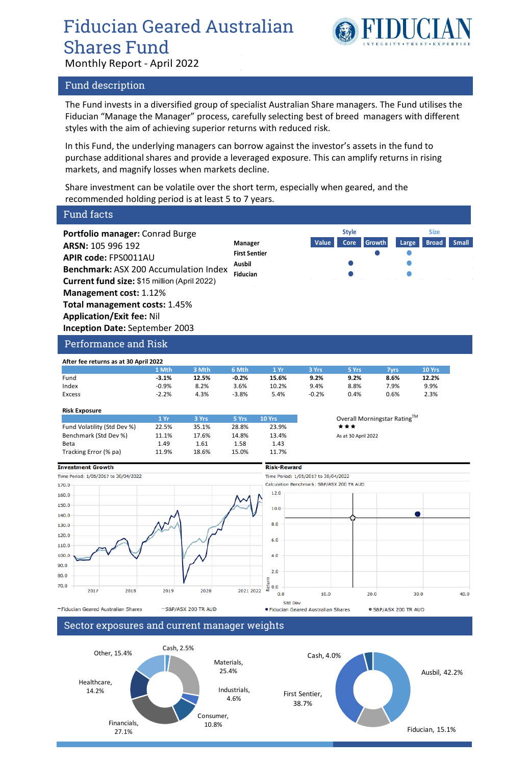# Fiducian Geared Australian Shares Fund

Monthly Report - April 2022

## Fund description

The Fund invests in a diversified group of specialist Australian Share managers. The Fund utilises the Fiducian "Manage the Manager" process, carefully selecting best of breed managers with different styles with the aim of achieving superior returns with reduced risk.

In this Fund, the underlying managers can borrow against the investor's assets in the fund to purchase additional shares and provide a leveraged exposure. This can amplify returns in rising markets, and magnify losses when markets decline.

Share investment can be volatile over the short term, especially when geared, and the recommended holding period is at least 5 to 7 years.

## Fund facts

**Portfolio manager:** Conrad Burge
**ARSN:** 105 996 192
**APIR code:** FPS0011AU
**Benchmark:** ASX 200 Accumulation Index
**Current fund size:** $15 million (April 2022)
**Management cost:** 1.12%
**Total management costs:** 1.45%
**Application/Exit fee:** Nil
**Inception Date:** September 2003

| Manager | Style: Value | Style: Core | Style: Growth | Size: Large | Size: Broad | Size: Small |
|---|---|---|---|---|---|---|
| First Sentier | | | ● | ● | | |
| Ausbil | | ● | | ● | | |
| Fiducian | | ● | | ● | | |

## Performance and Risk

**After fee returns as at 30 April 2022**

| | 1 Mth | 3 Mth | 6 Mth | 1 Yr | 3 Yrs | 5 Yrs | 7yrs | 10 Yrs |
|---|---|---|---|---|---|---|---|---|
| Fund | **-3.1%** | **12.5%** | **-0.2%** | **15.6%** | **9.2%** | **9.2%** | **8.6%** | **12.2%** |
| Index | -0.9% | 8.2% | 3.6% | 10.2% | 9.4% | 8.8% | 7.9% | 9.9% |
| Excess | -2.2% | 4.3% | -3.8% | 5.4% | -0.2% | 0.4% | 0.6% | 2.3% |

**Risk Exposure**

| | 1 Yr | 3 Yrs | 5 Yrs | 10 Yrs |
|---|---|---|---|---|
| Fund Volatility (Std Dev %) | 22.5% | 35.1% | 28.8% | 23.9% |
| Benchmark (Std Dev %) | 11.1% | 17.6% | 14.8% | 13.4% |
| Beta | 1.49 | 1.61 | 1.58 | 1.43 |
| Tracking Error (% pa) | 11.9% | 18.6% | 15.0% | 11.7% |

Overall Morningstar Rating™ ★★★
As at 30 April 2022

**Investment Growth**
Time Period: 1/05/2017 to 30/04/2022

— Fiducian Geared Australian Shares — S&P/ASX 200 TR AUD

**Risk-Reward**
Time Period: 1/05/2017 to 30/04/2022
Calculation Benchmark: S&P/ASX 200 TR AUD

● Fiducian Geared Australian Shares ◆ S&P/ASX 200 TR AUD

## Sector exposures and current manager weights

| Sector | Weight |
|---|---|
| Materials | 25.4% |
| Industrials | 4.6% |
| Consumer | 10.8% |
| Financials | 27.1% |
| Healthcare | 14.2% |
| Other | 15.4% |
| Cash | 2.5% |

| Manager | Weight |
|---|---|
| Ausbil | 42.2% |
| Fiducian | 15.1% |
| First Sentier | 38.7% |
| Cash | 4.0% |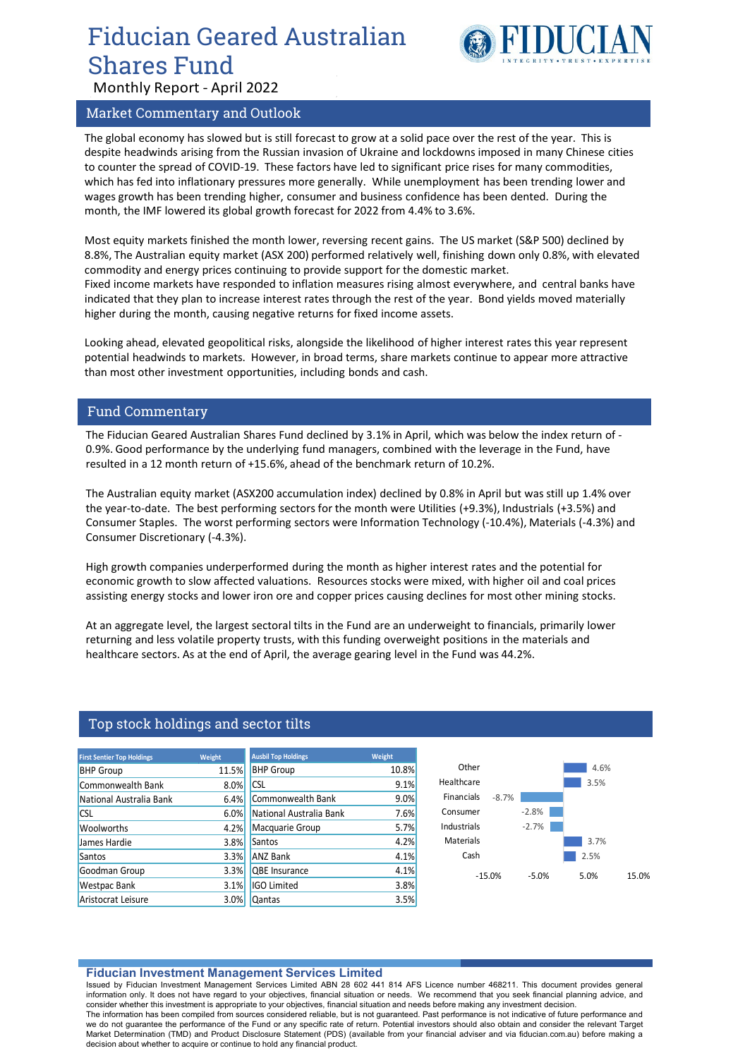# Fiducian Geared Australian Shares Fund

Monthly Report - April 2022

## Market Commentary and Outlook

The global economy has slowed but is still forecast to grow at a solid pace over the rest of the year. This is despite headwinds arising from the Russian invasion of Ukraine and lockdowns imposed in many Chinese cities to counter the spread of COVID-19. These factors have led to significant price rises for many commodities, which has fed into inflationary pressures more generally. While unemployment has been trending lower and wages growth has been trending higher, consumer and business confidence has been dented. During the month, the IMF lowered its global growth forecast for 2022 from 4.4% to 3.6%.

Most equity markets finished the month lower, reversing recent gains. The US market (S&P 500) declined by 8.8%, The Australian equity market (ASX 200) performed relatively well, finishing down only 0.8%, with elevated commodity and energy prices continuing to provide support for the domestic market.
Fixed income markets have responded to inflation measures rising almost everywhere, and central banks have indicated that they plan to increase interest rates through the rest of the year. Bond yields moved materially higher during the month, causing negative returns for fixed income assets.

Looking ahead, elevated geopolitical risks, alongside the likelihood of higher interest rates this year represent potential headwinds to markets. However, in broad terms, share markets continue to appear more attractive than most other investment opportunities, including bonds and cash.

## Fund Commentary

The Fiducian Geared Australian Shares Fund declined by 3.1% in April, which was below the index return of -0.9%. Good performance by the underlying fund managers, combined with the leverage in the Fund, have resulted in a 12 month return of +15.6%, ahead of the benchmark return of 10.2%.

The Australian equity market (ASX200 accumulation index) declined by 0.8% in April but was still up 1.4% over the year-to-date. The best performing sectors for the month were Utilities (+9.3%), Industrials (+3.5%) and Consumer Staples. The worst performing sectors were Information Technology (-10.4%), Materials (-4.3%) and Consumer Discretionary (-4.3%).

High growth companies underperformed during the month as higher interest rates and the potential for economic growth to slow affected valuations. Resources stocks were mixed, with higher oil and coal prices assisting energy stocks and lower iron ore and copper prices causing declines for most other mining stocks.

At an aggregate level, the largest sectoral tilts in the Fund are an underweight to financials, primarily lower returning and less volatile property trusts, with this funding overweight positions in the materials and healthcare sectors. As at the end of April, the average gearing level in the Fund was 44.2%.

## Top stock holdings and sector tilts

| First Sentier Top Holdings | Weight |
|---|---|
| BHP Group | 11.5% |
| Commonwealth Bank | 8.0% |
| National Australia Bank | 6.4% |
| CSL | 6.0% |
| Woolworths | 4.2% |
| James Hardie | 3.8% |
| Santos | 3.3% |
| Goodman Group | 3.3% |
| Westpac Bank | 3.1% |
| Aristocrat Leisure | 3.0% |

| Ausbil Top Holdings | Weight |
|---|---|
| BHP Group | 10.8% |
| CSL | 9.1% |
| Commonwealth Bank | 9.0% |
| National Australia Bank | 7.6% |
| Macquarie Group | 5.7% |
| Santos | 4.2% |
| ANZ Bank | 4.1% |
| QBE Insurance | 4.1% |
| IGO Limited | 3.8% |
| Qantas | 3.5% |

Other 4.6%
Healthcare 3.5%
Financials -8.7%
Consumer -2.8%
Industrials -2.7%
Materials 3.7%
Cash 2.5%

-15.0% -5.0% 5.0% 15.0%

**Fiducian Investment Management Services Limited**

Issued by Fiducian Investment Management Services Limited ABN 28 602 441 814 AFS Licence number 468211. This document provides general information only. It does not have regard to your objectives, financial situation or needs. We recommend that you seek financial planning advice, and consider whether this investment is appropriate to your objectives, financial situation and needs before making any investment decision.
The information has been compiled from sources considered reliable, but is not guaranteed. Past performance is not indicative of future performance and we do not guarantee the performance of the Fund or any specific rate of return. Potential investors should also obtain and consider the relevant Target Market Determination (TMD) and Product Disclosure Statement (PDS) (available from your financial adviser and via fiducian.com.au) before making a decision about whether to acquire or continue to hold any financial product.